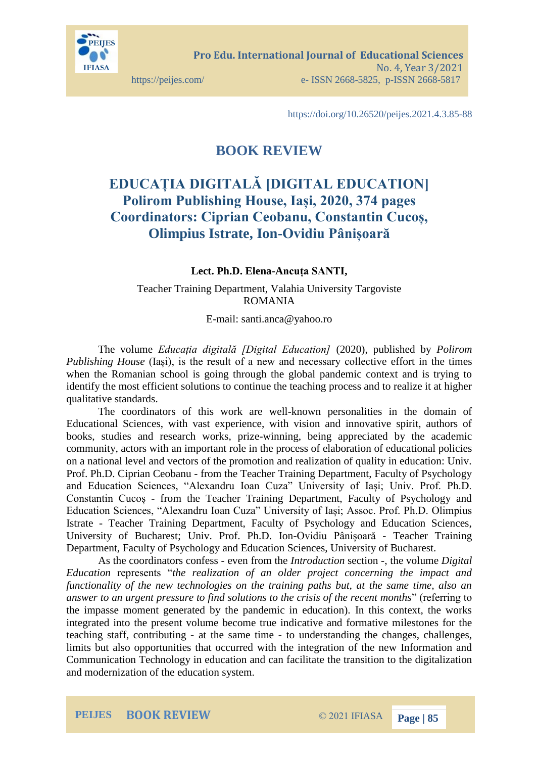https://doi.org/10.26520/peijes.2021.4.3.85-88

# BOOK REVIEW

## EDUCAȚIA DIGITALĂ [DIGITAL EDUCATION] Polirom Publishing House, Iași, 2020, 374 pages Coordinators: Ciprian Ceobanu, Constantin Cucoș, Olimpius Istrate, Ion-Ovidiu Pânișoară

**Lect. Ph.D. Elena-Ancuța SANTI,**

Teacher Training Department, Valahia University Targoviste
ROMANIA

E-mail: santi.anca@yahoo.ro

The volume *Educația digitală [Digital Education]* (2020), published by *Polirom Publishing House* (Iași), is the result of a new and necessary collective effort in the times when the Romanian school is going through the global pandemic context and is trying to identify the most efficient solutions to continue the teaching process and to realize it at higher qualitative standards.

The coordinators of this work are well-known personalities in the domain of Educational Sciences, with vast experience, with vision and innovative spirit, authors of books, studies and research works, prize-winning, being appreciated by the academic community, actors with an important role in the process of elaboration of educational policies on a national level and vectors of the promotion and realization of quality in education: Univ. Prof. Ph.D. Ciprian Ceobanu - from the Teacher Training Department, Faculty of Psychology and Education Sciences, "Alexandru Ioan Cuza" University of Iași; Univ. Prof. Ph.D. Constantin Cucoș - from the Teacher Training Department, Faculty of Psychology and Education Sciences, "Alexandru Ioan Cuza" University of Iași; Assoc. Prof. Ph.D. Olimpius Istrate - Teacher Training Department, Faculty of Psychology and Education Sciences, University of Bucharest; Univ. Prof. Ph.D. Ion-Ovidiu Pânișoară - Teacher Training Department, Faculty of Psychology and Education Sciences, University of Bucharest.

As the coordinators confess - even from the *Introduction* section -, the volume *Digital Education* represents "*the realization of an older project concerning the impact and functionality of the new technologies on the training paths but, at the same time, also an answer to an urgent pressure to find solutions to the crisis of the recent months*" (referring to the impasse moment generated by the pandemic in education). In this context, the works integrated into the present volume become true indicative and formative milestones for the teaching staff, contributing - at the same time - to understanding the changes, challenges, limits but also opportunities that occurred with the integration of the new Information and Communication Technology in education and can facilitate the transition to the digitalization and modernization of the education system.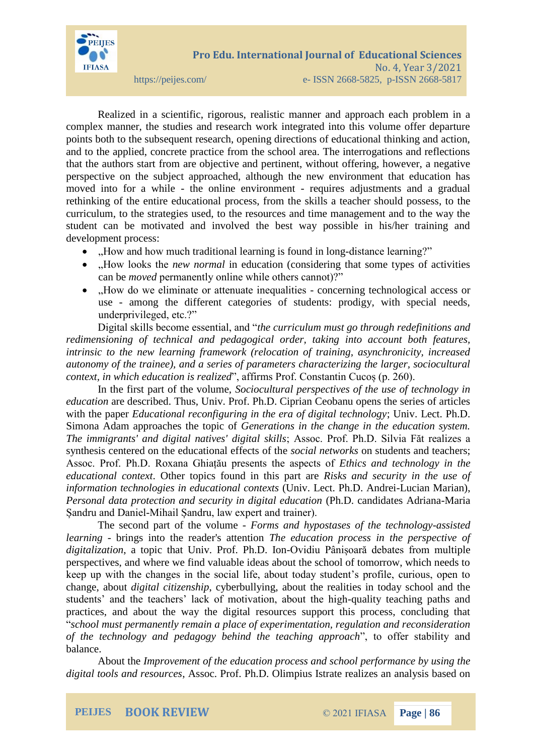Realized in a scientific, rigorous, realistic manner and approach each problem in a complex manner, the studies and research work integrated into this volume offer departure points both to the subsequent research, opening directions of educational thinking and action, and to the applied, concrete practice from the school area. The interrogations and reflections that the authors start from are objective and pertinent, without offering, however, a negative perspective on the subject approached, although the new environment that education has moved into for a while - the online environment - requires adjustments and a gradual rethinking of the entire educational process, from the skills a teacher should possess, to the curriculum, to the strategies used, to the resources and time management and to the way the student can be motivated and involved the best way possible in his/her training and development process:

- „How and how much traditional learning is found in long-distance learning?"
- „How looks the *new normal* in education (considering that some types of activities can be *moved* permanently online while others cannot)?"
- „How do we eliminate or attenuate inequalities - concerning technological access or use - among the different categories of students: prodigy, with special needs, underprivileged, etc.?"

Digital skills become essential, and "*the curriculum must go through redefinitions and redimensioning of technical and pedagogical order, taking into account both features, intrinsic to the new learning framework (relocation of training, asynchronicity, increased autonomy of the trainee), and a series of parameters characterizing the larger, sociocultural context, in which education is realized*", affirms Prof. Constantin Cucoș (p. 260).

In the first part of the volume, *Sociocultural perspectives of the use of technology in education* are described. Thus, Univ. Prof. Ph.D. Ciprian Ceobanu opens the series of articles with the paper *Educational reconfiguring in the era of digital technology*; Univ. Lect. Ph.D. Simona Adam approaches the topic of *Generations in the change in the education system. The immigrants' and digital natives' digital skills*; Assoc. Prof. Ph.D. Silvia Făt realizes a synthesis centered on the educational effects of the *social networks* on students and teachers; Assoc. Prof. Ph.D. Roxana Ghiațău presents the aspects of *Ethics and technology in the educational context*. Other topics found in this part are *Risks and security in the use of information technologies in educational contexts* (Univ. Lect. Ph.D. Andrei-Lucian Marian), *Personal data protection and security in digital education* (Ph.D. candidates Adriana-Maria Șandru and Daniel-Mihail Șandru, law expert and trainer).

The second part of the volume - *Forms and hypostases of the technology-assisted learning* - brings into the reader's attention *The education process in the perspective of digitalization*, a topic that Univ. Prof. Ph.D. Ion-Ovidiu Pânișoară debates from multiple perspectives, and where we find valuable ideas about the school of tomorrow, which needs to keep up with the changes in the social life, about today student's profile, curious, open to change, about *digital citizenship*, cyberbullying, about the realities in today school and the students' and the teachers' lack of motivation, about the high-quality teaching paths and practices, and about the way the digital resources support this process, concluding that "*school must permanently remain a place of experimentation, regulation and reconsideration of the technology and pedagogy behind the teaching approach*", to offer stability and balance.

About the *Improvement of the education process and school performance by using the digital tools and resources*, Assoc. Prof. Ph.D. Olimpius Istrate realizes an analysis based on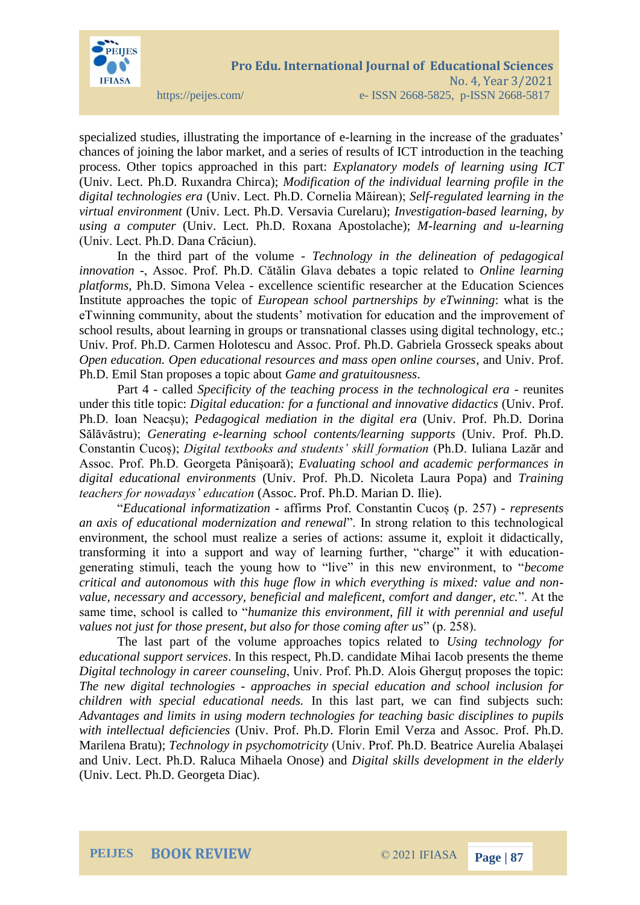specialized studies, illustrating the importance of e-learning in the increase of the graduates' chances of joining the labor market, and a series of results of ICT introduction in the teaching process. Other topics approached in this part: *Explanatory models of learning using ICT* (Univ. Lect. Ph.D. Ruxandra Chirca); *Modification of the individual learning profile in the digital technologies era* (Univ. Lect. Ph.D. Cornelia Măirean); *Self-regulated learning in the virtual environment* (Univ. Lect. Ph.D. Versavia Curelaru); *Investigation-based learning, by using a computer* (Univ. Lect. Ph.D. Roxana Apostolache); *M-learning and u-learning* (Univ. Lect. Ph.D. Dana Crăciun).

In the third part of the volume - *Technology in the delineation of pedagogical innovation* -, Assoc. Prof. Ph.D. Cătălin Glava debates a topic related to *Online learning platforms*, Ph.D. Simona Velea - excellence scientific researcher at the Education Sciences Institute approaches the topic of *European school partnerships by eTwinning*: what is the eTwinning community, about the students' motivation for education and the improvement of school results, about learning in groups or transnational classes using digital technology, etc.; Univ. Prof. Ph.D. Carmen Holotescu and Assoc. Prof. Ph.D. Gabriela Grosseck speaks about *Open education. Open educational resources and mass open online courses*, and Univ. Prof. Ph.D. Emil Stan proposes a topic about *Game and gratuitousness*.

Part 4 - called *Specificity of the teaching process in the technological era* - reunites under this title topic: *Digital education: for a functional and innovative didactics* (Univ. Prof. Ph.D. Ioan Neacșu); *Pedagogical mediation in the digital era* (Univ. Prof. Ph.D. Dorina Sălăvăstru); *Generating e-learning school contents/learning supports* (Univ. Prof. Ph.D. Constantin Cucoș); *Digital textbooks and students' skill formation* (Ph.D. Iuliana Lazăr and Assoc. Prof. Ph.D. Georgeta Pânișoară); *Evaluating school and academic performances in digital educational environments* (Univ. Prof. Ph.D. Nicoleta Laura Popa) and *Training teachers for nowadays' education* (Assoc. Prof. Ph.D. Marian D. Ilie).

"*Educational informatization* - affirms Prof. Constantin Cucoș (p. 257) - *represents an axis of educational modernization and renewal*". In strong relation to this technological environment, the school must realize a series of actions: assume it, exploit it didactically, transforming it into a support and way of learning further, "charge" it with education-generating stimuli, teach the young how to "live" in this new environment, to "*become critical and autonomous with this huge flow in which everything is mixed: value and non-value, necessary and accessory, beneficial and maleficent, comfort and danger, etc.*". At the same time, school is called to "*humanize this environment, fill it with perennial and useful values not just for those present, but also for those coming after us*" (p. 258).

The last part of the volume approaches topics related to *Using technology for educational support services*. In this respect, Ph.D. candidate Mihai Iacob presents the theme *Digital technology in career counseling*, Univ. Prof. Ph.D. Alois Gherguț proposes the topic: *The new digital technologies - approaches in special education and school inclusion for children with special educational needs.* In this last part, we can find subjects such: *Advantages and limits in using modern technologies for teaching basic disciplines to pupils with intellectual deficiencies* (Univ. Prof. Ph.D. Florin Emil Verza and Assoc. Prof. Ph.D. Marilena Bratu); *Technology in psychomotricity* (Univ. Prof. Ph.D. Beatrice Aurelia Abalașei and Univ. Lect. Ph.D. Raluca Mihaela Onose) and *Digital skills development in the elderly* (Univ. Lect. Ph.D. Georgeta Diac).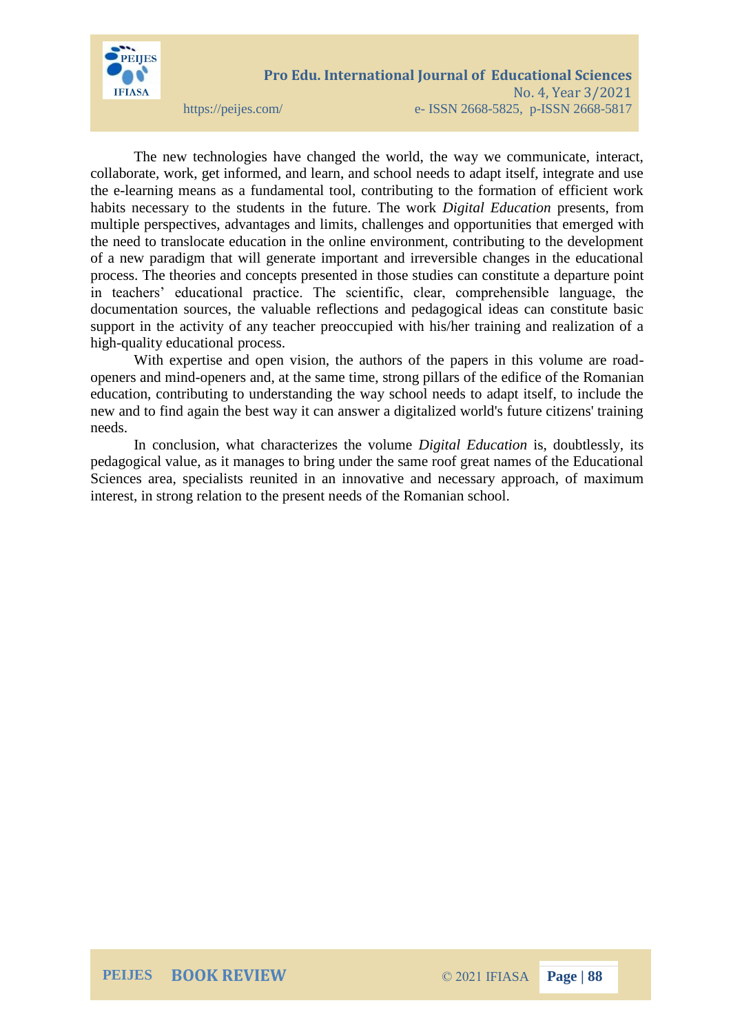The new technologies have changed the world, the way we communicate, interact, collaborate, work, get informed, and learn, and school needs to adapt itself, integrate and use the e-learning means as a fundamental tool, contributing to the formation of efficient work habits necessary to the students in the future. The work *Digital Education* presents, from multiple perspectives, advantages and limits, challenges and opportunities that emerged with the need to translocate education in the online environment, contributing to the development of a new paradigm that will generate important and irreversible changes in the educational process. The theories and concepts presented in those studies can constitute a departure point in teachers' educational practice. The scientific, clear, comprehensible language, the documentation sources, the valuable reflections and pedagogical ideas can constitute basic support in the activity of any teacher preoccupied with his/her training and realization of a high-quality educational process.

With expertise and open vision, the authors of the papers in this volume are road-openers and mind-openers and, at the same time, strong pillars of the edifice of the Romanian education, contributing to understanding the way school needs to adapt itself, to include the new and to find again the best way it can answer a digitalized world's future citizens' training needs.

In conclusion, what characterizes the volume *Digital Education* is, doubtlessly, its pedagogical value, as it manages to bring under the same roof great names of the Educational Sciences area, specialists reunited in an innovative and necessary approach, of maximum interest, in strong relation to the present needs of the Romanian school.